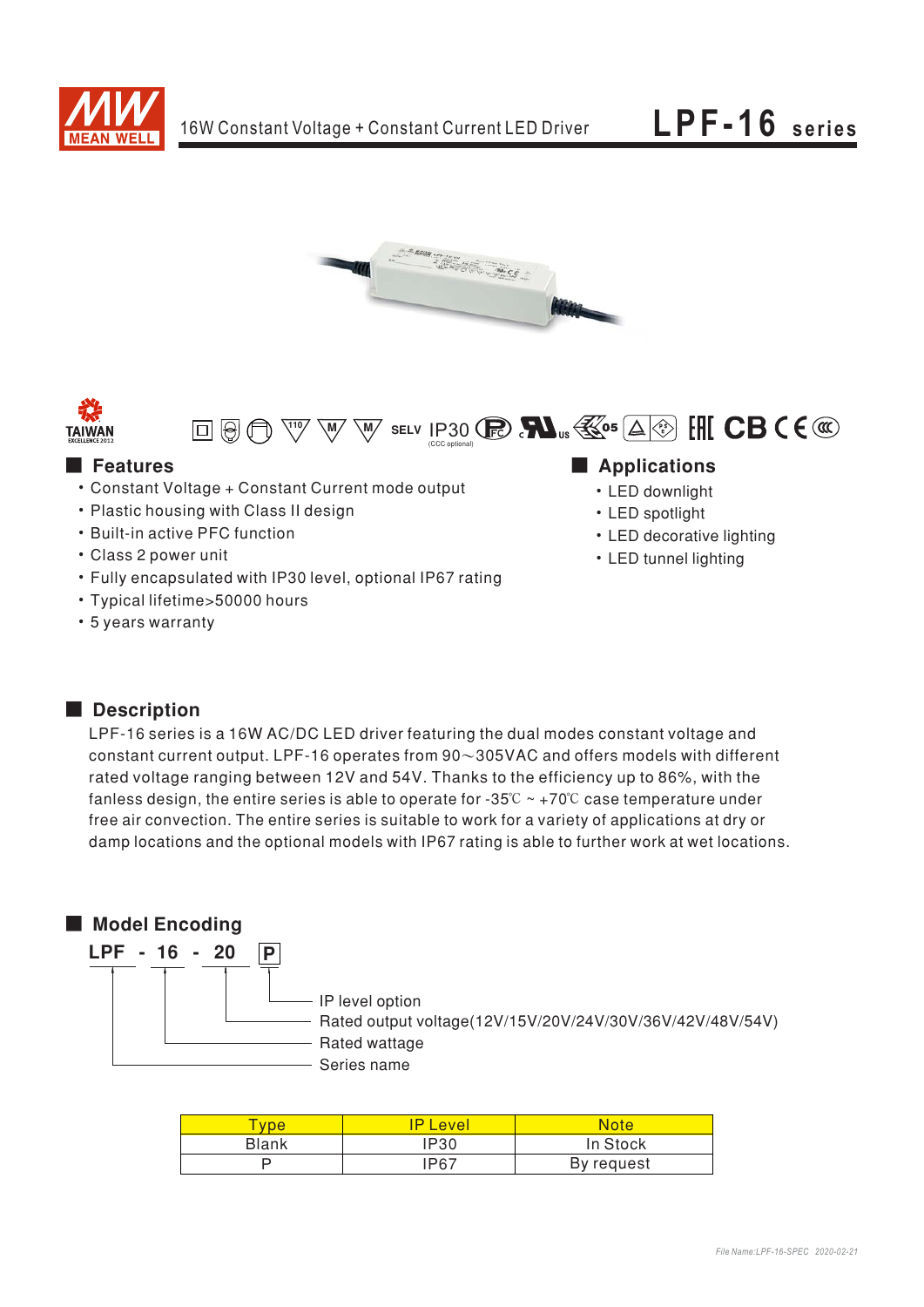# 16W Constant Voltage + Constant Current LED Driver

# LPF-16 series

TAIWAN EXCELLENCE 2012

SELV IP30 (CCC optional)

## Features

- Constant Voltage + Constant Current mode output
- Plastic housing with Class II design
- Built-in active PFC function
- Class 2 power unit
- Fully encapsulated with IP30 level, optional IP67 rating
- Typical lifetime>50000 hours
- 5 years warranty

## Applications

- LED downlight
- LED spotlight
- LED decorative lighting
- LED tunnel lighting

## Description

LPF-16 series is a 16W AC/DC LED driver featuring the dual modes constant voltage and constant current output. LPF-16 operates from 90～305VAC and offers models with different rated voltage ranging between 12V and 54V. Thanks to the efficiency up to 86%, with the fanless design, the entire series is able to operate for -35℃ ~ +70℃ case temperature under free air convection. The entire series is suitable to work for a variety of applications at dry or damp locations and the optional models with IP67 rating is able to further work at wet locations.

## Model Encoding

**LPF - 16 - 20 P**

- P: IP level option
- 20: Rated output voltage(12V/15V/20V/24V/30V/36V/42V/48V/54V)
- 16: Rated wattage
- LPF: Series name

| Type | IP Level | Note |
| --- | --- | --- |
| Blank | IP30 | In Stock |
| P | IP67 | By request |

File Name:LPF-16-SPEC 2020-02-21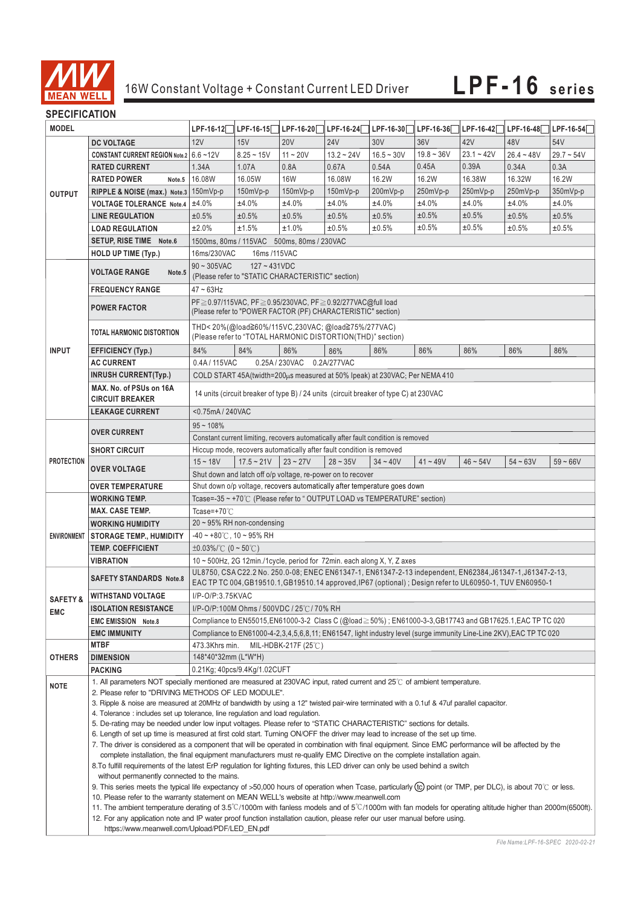# 16W Constant Voltage + Constant Current LED Driver — LPF-16 series

## SPECIFICATION

| MODEL | | LPF-16-12 | LPF-16-15 | LPF-16-20 | LPF-16-24 | LPF-16-30 | LPF-16-36 | LPF-16-42 | LPF-16-48 | LPF-16-54 |
|---|---|---|---|---|---|---|---|---|---|---|
| OUTPUT | DC VOLTAGE | 12V | 15V | 20V | 24V | 30V | 36V | 42V | 48V | 54V |
| | CONSTANT CURRENT REGION Note.2 | 6.6 ~12V | 8.25 ~ 15V | 11 ~ 20V | 13.2 ~ 24V | 16.5 ~ 30V | 19.8 ~ 36V | 23.1 ~ 42V | 26.4 ~ 48V | 29.7 ~ 54V |
| | RATED CURRENT | 1.34A | 1.07A | 0.8A | 0.67A | 0.54A | 0.45A | 0.39A | 0.34A | 0.3A |
| | RATED POWER Note.5 | 16.08W | 16.05W | 16W | 16.08W | 16.2W | 16.2W | 16.38W | 16.32W | 16.2W |
| | RIPPLE & NOISE (max.) Note.3 | 150mVp-p | 150mVp-p | 150mVp-p | 150mVp-p | 200mVp-p | 250mVp-p | 250mVp-p | 250mVp-p | 350mVp-p |
| | VOLTAGE TOLERANCE Note.4 | ±4.0% | ±4.0% | ±4.0% | ±4.0% | ±4.0% | ±4.0% | ±4.0% | ±4.0% | ±4.0% |
| | LINE REGULATION | ±0.5% | ±0.5% | ±0.5% | ±0.5% | ±0.5% | ±0.5% | ±0.5% | ±0.5% | ±0.5% |
| | LOAD REGULATION | ±2.0% | ±1.5% | ±1.0% | ±0.5% | ±0.5% | ±0.5% | ±0.5% | ±0.5% | ±0.5% |
| | SETUP, RISE TIME Note.6 | 1500ms, 80ms / 115VAC 500ms, 80ms / 230VAC | | | | | | | | |
| | HOLD UP TIME (Typ.) | 16ms/230VAC 16ms /115VAC | | | | | | | | |
| INPUT | VOLTAGE RANGE Note.5 | 90 ~ 305VAC 127 ~ 431VDC (Please refer to "STATIC CHARACTERISTIC" section) | | | | | | | | |
| | FREQUENCY RANGE | 47 ~ 63Hz | | | | | | | | |
| | POWER FACTOR | PF≧0.97/115VAC, PF≧0.95/230VAC, PF≧0.92/277VAC@full load (Please refer to "POWER FACTOR (PF) CHARACTERISTIC" section) | | | | | | | | |
| | TOTAL HARMONIC DISTORTION | THD< 20%(@load≧60%/115VC,230VAC; @load≧75%/277VAC) (Please refer to "TOTAL HARMONIC DISTORTION(THD)" section) | | | | | | | | |
| | EFFICIENCY (Typ.) | 84% | 84% | 86% | 86% | 86% | 86% | 86% | 86% | 86% |
| | AC CURRENT | 0.4A / 115VAC 0.25A / 230VAC 0.2A/277VAC | | | | | | | | |
| | INRUSH CURRENT(Typ.) | COLD START 45A(twidth=200μs measured at 50% Ipeak) at 230VAC; Per NEMA 410 | | | | | | | | |
| | MAX. No. of PSUs on 16A CIRCUIT BREAKER | 14 units (circuit breaker of type B) / 24 units (circuit breaker of type C) at 230VAC | | | | | | | | |
| | LEAKAGE CURRENT | <0.75mA / 240VAC | | | | | | | | |
| PROTECTION | OVER CURRENT | 95 ~ 108% | | | | | | | | |
| | | Constant current limiting, recovers automatically after fault condition is removed | | | | | | | | |
| | SHORT CIRCUIT | Hiccup mode, recovers automatically after fault condition is removed | | | | | | | | |
| | OVER VOLTAGE | 15 ~ 18V | 17.5 ~ 21V | 23 ~ 27V | 28 ~ 35V | 34 ~ 40V | 41 ~ 49V | 46 ~ 54V | 54 ~ 63V | 59 ~ 66V |
| | | Shut down and latch off o/p voltage, re-power on to recover | | | | | | | | |
| | OVER TEMPERATURE | Shut down o/p voltage, recovers automatically after temperature goes down | | | | | | | | |
| ENVIRONMENT | WORKING TEMP. | Tcase=-35 ~ +70℃ (Please refer to " OUTPUT LOAD vs TEMPERATURE" section) | | | | | | | | |
| | MAX. CASE TEMP. | Tcase=+70℃ | | | | | | | | |
| | WORKING HUMIDITY | 20 ~ 95% RH non-condensing | | | | | | | | |
| | STORAGE TEMP., HUMIDITY | -40 ~ +80℃, 10 ~ 95% RH | | | | | | | | |
| | TEMP. COEFFICIENT | ±0.03%/℃ (0 ~ 50℃) | | | | | | | | |
| | VIBRATION | 10 ~ 500Hz, 2G 12min./1cycle, period for 72min. each along X, Y, Z axes | | | | | | | | |
| SAFETY & EMC | SAFETY STANDARDS Note.8 | UL8750, CSA C22.2 No. 250.0-08; ENEC EN61347-1, EN61347-2-13 independent, EN62384,J61347-1,J61347-2-13, EAC TP TC 004,GB19510.1,GB19510.14 approved,IP67 (optional) ; Design refer to UL60950-1, TUV EN60950-1 | | | | | | | | |
| | WITHSTAND VOLTAGE | I/P-O/P:3.75KVAC | | | | | | | | |
| | ISOLATION RESISTANCE | I/P-O/P:100M Ohms / 500VDC / 25℃/ 70% RH | | | | | | | | |
| | EMC EMISSION Note.8 | Compliance to EN55015,EN61000-3-2 Class C (@load≧50%) ; EN61000-3-3,GB17743 and GB17625.1,EAC TP TC 020 | | | | | | | | |
| | EMC IMMUNITY | Compliance to EN61000-4-2,3,4,5,6,8,11; EN61547, light industry level (surge immunity Line-Line 2KV),EAC TP TC 020 | | | | | | | | |
| OTHERS | MTBF | 473.3Khrs min. MIL-HDBK-217F (25℃) | | | | | | | | |
| | DIMENSION | 148*40*32mm (L*W*H) | | | | | | | | |
| | PACKING | 0.21Kg; 40pcs/9.4Kg/1.02CUFT | | | | | | | | |

**NOTE**

1. All parameters NOT specially mentioned are measured at 230VAC input, rated current and 25℃ of ambient temperature.
2. Please refer to "DRIVING METHODS OF LED MODULE".
3. Ripple & noise are measured at 20MHz of bandwidth by using a 12" twisted pair-wire terminated with a 0.1uf & 47uf parallel capacitor.
4. Tolerance : includes set up tolerance, line regulation and load regulation.
5. De-rating may be needed under low input voltages. Please refer to "STATIC CHARACTERISTIC" sections for details.
6. Length of set up time is measured at first cold start. Turning ON/OFF the driver may lead to increase of the set up time.
7. The driver is considered as a component that will be operated in combination with final equipment. Since EMC performance will be affected by the complete installation, the final equipment manufacturers must re-qualify EMC Directive on the complete installation again.
8. To fulfill requirements of the latest ErP regulation for lighting fixtures, this LED driver can only be used behind a switch without permanently connected to the mains.
9. This series meets the typical life expectancy of >50,000 hours of operation when Tcase, particularly (tc) point (or TMP, per DLC), is about 70℃ or less.
10. Please refer to the warranty statement on MEAN WELL's website at http://www.meanwell.com
11. The ambient temperature derating of 3.5℃/1000m with fanless models and of 5℃/1000m with fan models for operating altitude higher than 2000m(6500ft).
12. For any application note and IP water proof function installation caution, please refer our user manual before using. https://www.meanwell.com/Upload/PDF/LED_EN.pdf

File Name:LPF-16-SPEC 2020-02-21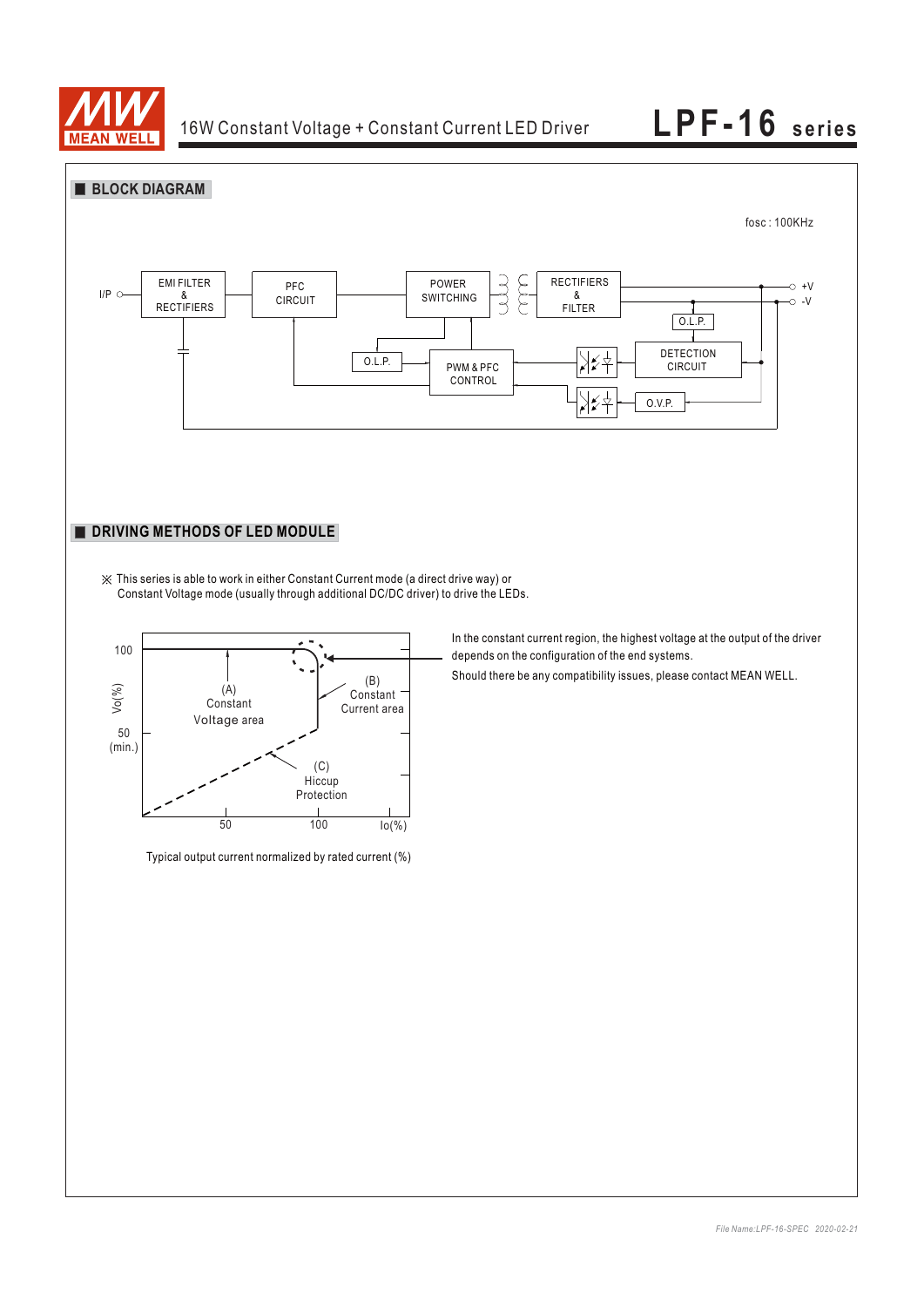## BLOCK DIAGRAM

fosc : 100KHz

I/P — EMI FILTER & RECTIFIERS — PFC CIRCUIT — POWER SWITCHING — RECTIFIERS & FILTER — +V / -V

O.L.P. — PWM & PFC CONTROL — DETECTION CIRCUIT — O.L.P. — O.V.P.

## DRIVING METHODS OF LED MODULE

※ This series is able to work in either Constant Current mode (a direct drive way) or Constant Voltage mode (usually through additional DC/DC driver) to drive the LEDs.

Vo(%): 100, 50 (min.)

(A) Constant Voltage area

(B) Constant Current area

(C) Hiccup Protection

Io(%): 50, 100

Typical output current normalized by rated current (%)

In the constant current region, the highest voltage at the output of the driver depends on the configuration of the end systems.

Should there be any compatibility issues, please contact MEAN WELL.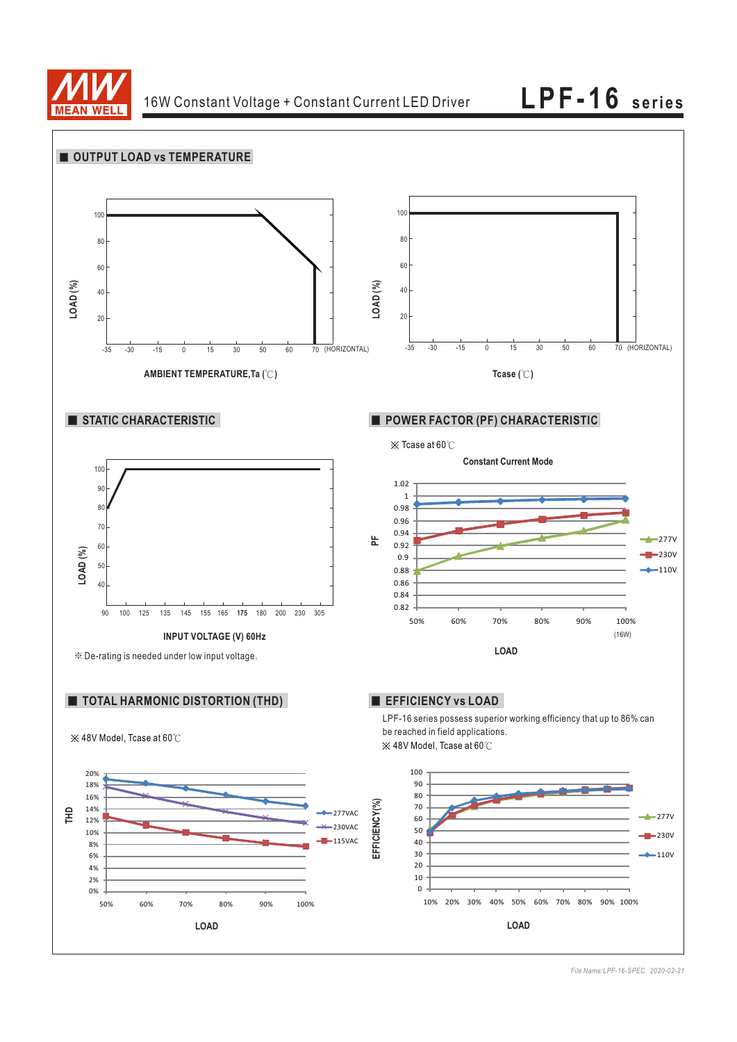## OUTPUT LOAD vs TEMPERATURE

LOAD (%)

100, 80, 60, 40, 20

-35 -30 -15 0 15 30 50 60 70 (HORIZONTAL)

AMBIENT TEMPERATURE,Ta (℃)

LOAD (%)

100, 80, 60, 40, 20

-35 -30 -15 0 15 30 50 60 70 (HORIZONTAL)

Tcase (℃)

## STATIC CHARACTERISTIC

LOAD (%)

100, 90, 80, 70, 60, 50, 40

90 100 125 135 145 155 165 175 180 200 230 305

INPUT VOLTAGE (V) 60Hz

※ De-rating is needed under low input voltage.

## POWER FACTOR (PF) CHARACTERISTIC

※ Tcase at 60℃

Constant Current Mode

PF

1.02, 1, 0.98, 0.96, 0.94, 0.92, 0.9, 0.88, 0.86, 0.84, 0.82

50% 60% 70% 80% 90% 100% (16W)

LOAD

277V, 230V, 110V

## TOTAL HARMONIC DISTORTION (THD)

※ 48V Model, Tcase at 60℃

THD

20%, 18%, 16%, 14%, 12%, 10%, 8%, 6%, 4%, 2%, 0%

50% 60% 70% 80% 90% 100%

LOAD

277VAC, 230VAC, 115VAC

## EFFICIENCY vs LOAD

LPF-16 series possess superior working efficiency that up to 86% can be reached in field applications.

※ 48V Model, Tcase at 60℃

EFFICIENCY(%)

100, 90, 80, 70, 60, 50, 40, 30, 20, 10, 0

10% 20% 30% 40% 50% 60% 70% 80% 90% 100%

LOAD

277V, 230V, 110V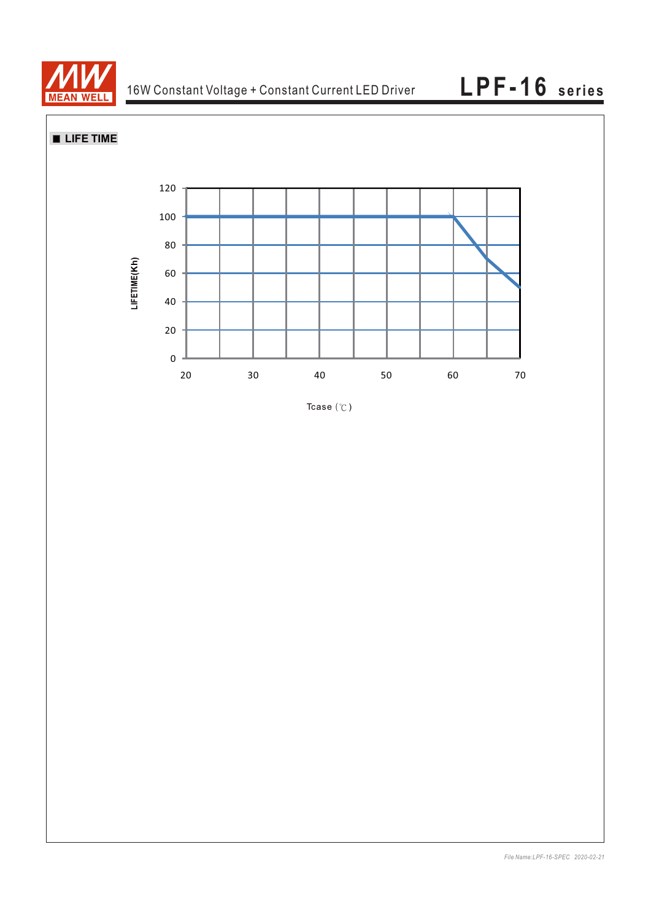## ■ LIFE TIME

LIFETIME(Kh)

120
100
80
60
40
20
0

20 30 40 50 60 70

Tcase (℃)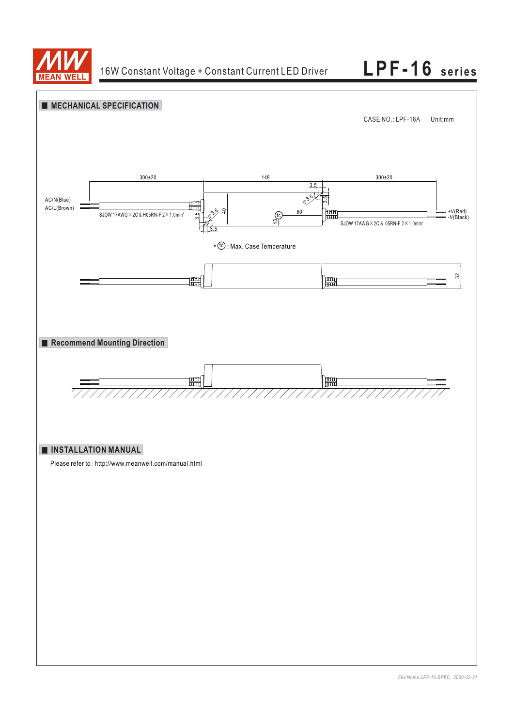## ■ MECHANICAL SPECIFICATION

CASE NO.: LPF-16A Unit:mm

300±20

148

300±20

3.5

AC/N(Blue)

AC/L(Brown)

SJOW 17AWG×2C & H05RN-F 2×1.0mm²

3.5

ϕ3.6

40

ϕ3.6

3.5

tc

60

13

3.5

+V(Red)

-V(Black)

SJOW 17AWG×2C & 05RN-F 2×1.0mm²

• tc : Max. Case Temperature

32

## ■ Recommend Mounting Direction

## ■ INSTALLATION MANUAL

Please refer to : http://www.meanwell.com/manual.html